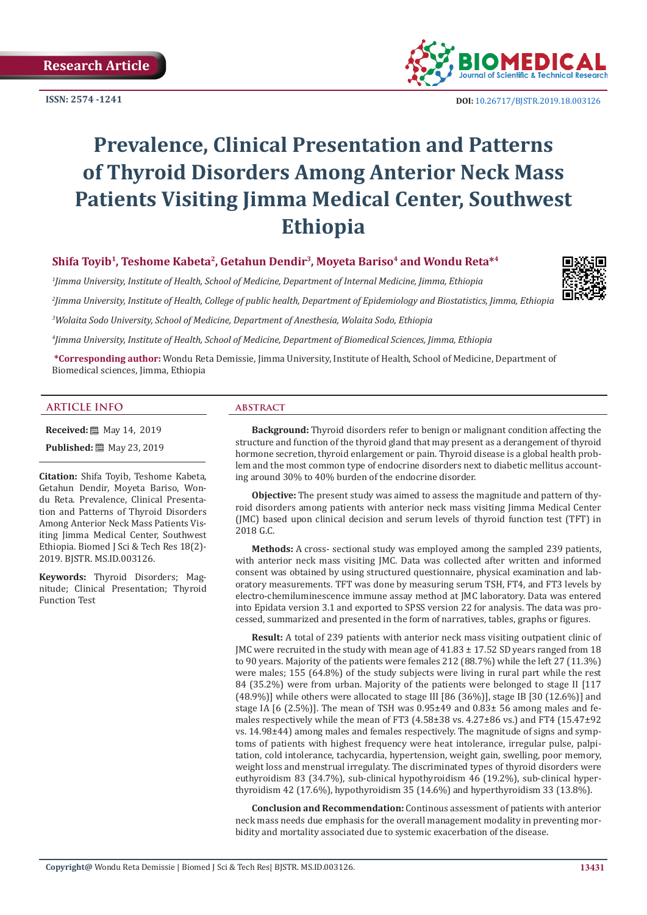Research Article

ISSN: 2574 -1241

DOI: 10.26717/BJSTR.2019.18.003126

# Prevalence, Clinical Presentation and Patterns of Thyroid Disorders Among Anterior Neck Mass Patients Visiting Jimma Medical Center, Southwest Ethiopia

**Shifa Toyib[1], Teshome Kabeta[2], Getahun Dendir[3], Moyeta Bariso[4] and Wondu Reta*[4]**

[1]*Jimma University, Institute of Health, School of Medicine, Department of Internal Medicine, Jimma, Ethiopia*

[2]*Jimma University, Institute of Health, College of public health, Department of Epidemiology and Biostatistics, Jimma, Ethiopia*

[3]*Wolaita Sodo University, School of Medicine, Department of Anesthesia, Wolaita Sodo, Ethiopia*

[4]*Jimma University, Institute of Health, School of Medicine, Department of Biomedical Sciences, Jimma, Ethiopia*

**\*Corresponding author:** Wondu Reta Demissie, Jimma University, Institute of Health, School of Medicine, Department of Biomedical sciences, Jimma, Ethiopia

## ARTICLE INFO

**Received:** May 14, 2019

**Published:** May 23, 2019

**Citation:** Shifa Toyib, Teshome Kabeta, Getahun Dendir, Moyeta Bariso, Wondu Reta. Prevalence, Clinical Presentation and Patterns of Thyroid Disorders Among Anterior Neck Mass Patients Visiting Jimma Medical Center, Southwest Ethiopia. Biomed J Sci & Tech Res 18(2)-2019. BJSTR. MS.ID.003126.

**Keywords:** Thyroid Disorders; Magnitude; Clinical Presentation; Thyroid Function Test

## ABSTRACT

**Background:** Thyroid disorders refer to benign or malignant condition affecting the structure and function of the thyroid gland that may present as a derangement of thyroid hormone secretion, thyroid enlargement or pain. Thyroid disease is a global health problem and the most common type of endocrine disorders next to diabetic mellitus accounting around 30% to 40% burden of the endocrine disorder.

**Objective:** The present study was aimed to assess the magnitude and pattern of thyroid disorders among patients with anterior neck mass visiting Jimma Medical Center (JMC) based upon clinical decision and serum levels of thyroid function test (TFT) in 2018 G.C.

**Methods:** A cross- sectional study was employed among the sampled 239 patients, with anterior neck mass visiting JMC. Data was collected after written and informed consent was obtained by using structured questionnaire, physical examination and laboratory measurements. TFT was done by measuring serum TSH, FT4, and FT3 levels by electro-chemiluminescence immune assay method at JMC laboratory. Data was entered into Epidata version 3.1 and exported to SPSS version 22 for analysis. The data was processed, summarized and presented in the form of narratives, tables, graphs or figures.

**Result:** A total of 239 patients with anterior neck mass visiting outpatient clinic of JMC were recruited in the study with mean age of 41.83 ± 17.52 SD years ranged from 18 to 90 years. Majority of the patients were females 212 (88.7%) while the left 27 (11.3%) were males; 155 (64.8%) of the study subjects were living in rural part while the rest 84 (35.2%) were from urban. Majority of the patients were belonged to stage II [117 (48.9%)] while others were allocated to stage III [86 (36%)], stage IB [30 (12.6%)] and stage IA [6 (2.5%)]. The mean of TSH was 0.95±49 and 0.83± 56 among males and females respectively while the mean of FT3 (4.58±38 vs. 4.27±86 vs.) and FT4 (15.47±92 vs. 14.98±44) among males and females respectively. The magnitude of signs and symptoms of patients with highest frequency were heat intolerance, irregular pulse, palpitation, cold intolerance, tachycardia, hypertension, weight gain, swelling, poor memory, weight loss and menstrual irregulaty. The discriminated types of thyroid disorders were euthyroidism 83 (34.7%), sub-clinical hypothyroidism 46 (19.2%), sub-clinical hyperthyroidism 42 (17.6%), hypothyroidism 35 (14.6%) and hyperthyroidism 33 (13.8%).

**Conclusion and Recommendation:** Continous assessment of patients with anterior neck mass needs due emphasis for the overall management modality in preventing morbidity and mortality associated due to systemic exacerbation of the disease.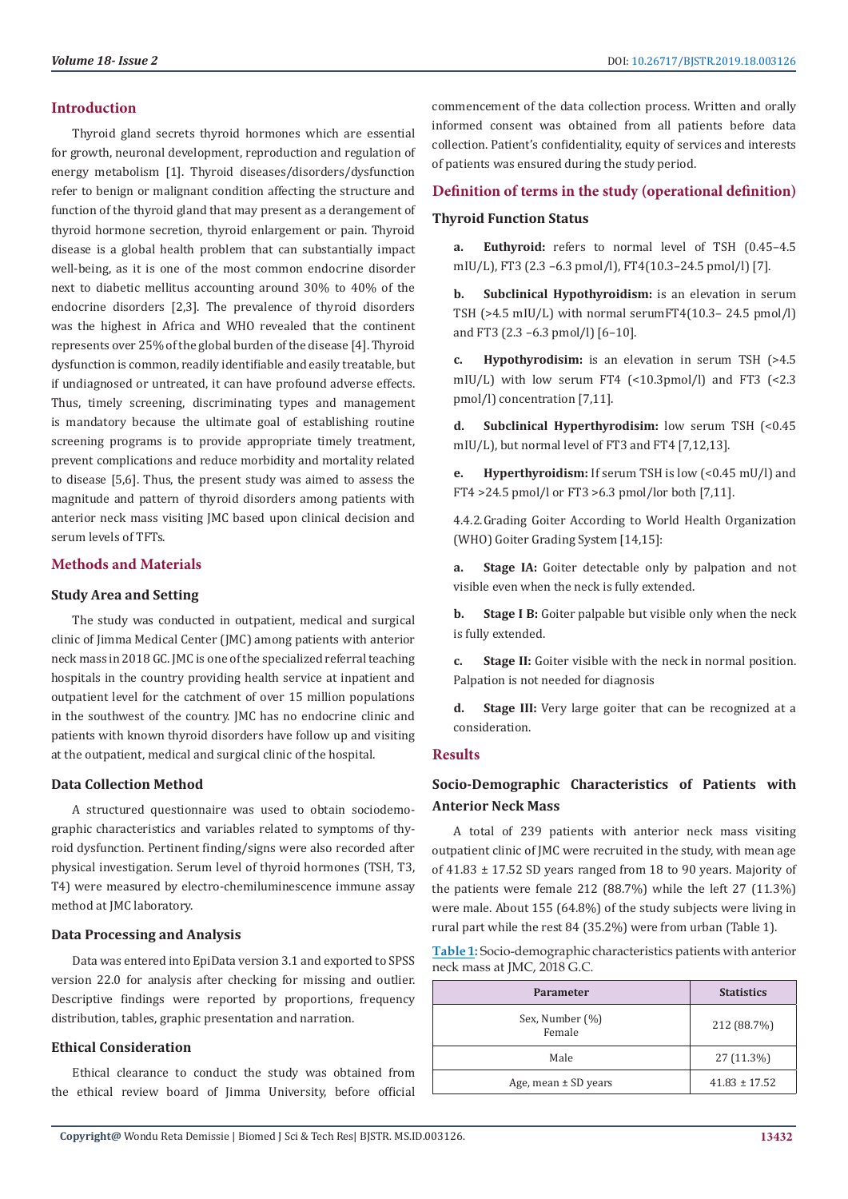## Introduction

Thyroid gland secrets thyroid hormones which are essential for growth, neuronal development, reproduction and regulation of energy metabolism [1]. Thyroid diseases/disorders/dysfunction refer to benign or malignant condition affecting the structure and function of the thyroid gland that may present as a derangement of thyroid hormone secretion, thyroid enlargement or pain. Thyroid disease is a global health problem that can substantially impact well-being, as it is one of the most common endocrine disorder next to diabetic mellitus accounting around 30% to 40% of the endocrine disorders [2,3]. The prevalence of thyroid disorders was the highest in Africa and WHO revealed that the continent represents over 25% of the global burden of the disease [4]. Thyroid dysfunction is common, readily identifiable and easily treatable, but if undiagnosed or untreated, it can have profound adverse effects. Thus, timely screening, discriminating types and management is mandatory because the ultimate goal of establishing routine screening programs is to provide appropriate timely treatment, prevent complications and reduce morbidity and mortality related to disease [5,6]. Thus, the present study was aimed to assess the magnitude and pattern of thyroid disorders among patients with anterior neck mass visiting JMC based upon clinical decision and serum levels of TFTs.

## Methods and Materials

### Study Area and Setting

The study was conducted in outpatient, medical and surgical clinic of Jimma Medical Center (JMC) among patients with anterior neck mass in 2018 GC. JMC is one of the specialized referral teaching hospitals in the country providing health service at inpatient and outpatient level for the catchment of over 15 million populations in the southwest of the country. JMC has no endocrine clinic and patients with known thyroid disorders have follow up and visiting at the outpatient, medical and surgical clinic of the hospital.

### Data Collection Method

A structured questionnaire was used to obtain sociodemographic characteristics and variables related to symptoms of thyroid dysfunction. Pertinent finding/signs were also recorded after physical investigation. Serum level of thyroid hormones (TSH, T3, T4) were measured by electro-chemiluminescence immune assay method at JMC laboratory.

### Data Processing and Analysis

Data was entered into EpiData version 3.1 and exported to SPSS version 22.0 for analysis after checking for missing and outlier. Descriptive findings were reported by proportions, frequency distribution, tables, graphic presentation and narration.

### Ethical Consideration

Ethical clearance to conduct the study was obtained from the ethical review board of Jimma University, before official commencement of the data collection process. Written and orally informed consent was obtained from all patients before data collection. Patient's confidentiality, equity of services and interests of patients was ensured during the study period.

## Definition of terms in the study (operational definition)

### Thyroid Function Status

a. **Euthyroid:** refers to normal level of TSH (0.45–4.5 mIU/L), FT3 (2.3 –6.3 pmol/l), FT4(10.3–24.5 pmol/l) [7].

b. **Subclinical Hypothyroidism:** is an elevation in serum TSH (>4.5 mIU/L) with normal serumFT4(10.3– 24.5 pmol/l) and FT3 (2.3 –6.3 pmol/l) [6–10].

c. **Hypothyrodisim:** is an elevation in serum TSH (>4.5 mIU/L) with low serum FT4 (<10.3pmol/l) and FT3 (<2.3 pmol/l) concentration [7,11].

d. **Subclinical Hyperthyrodisim:** low serum TSH (<0.45 mIU/L), but normal level of FT3 and FT4 [7,12,13].

e. **Hyperthyroidism:** If serum TSH is low (<0.45 mU/l) and FT4 >24.5 pmol/l or FT3 >6.3 pmol/lor both [7,11].

4.4.2. Grading Goiter According to World Health Organization (WHO) Goiter Grading System [14,15]:

a. **Stage IA:** Goiter detectable only by palpation and not visible even when the neck is fully extended.

b. **Stage I B:** Goiter palpable but visible only when the neck is fully extended.

c. **Stage II:** Goiter visible with the neck in normal position. Palpation is not needed for diagnosis

d. **Stage III:** Very large goiter that can be recognized at a consideration.

## Results

### Socio-Demographic Characteristics of Patients with Anterior Neck Mass

A total of 239 patients with anterior neck mass visiting outpatient clinic of JMC were recruited in the study, with mean age of 41.83 ± 17.52 SD years ranged from 18 to 90 years. Majority of the patients were female 212 (88.7%) while the left 27 (11.3%) were male. About 155 (64.8%) of the study subjects were living in rural part while the rest 84 (35.2%) were from urban (Table 1).

**Table 1:** Socio-demographic characteristics patients with anterior neck mass at JMC, 2018 G.C.

| Parameter | Statistics |
|---|---|
| Sex, Number (%) Female | 212 (88.7%) |
| Male | 27 (11.3%) |
| Age, mean ± SD years | 41.83 ± 17.52 |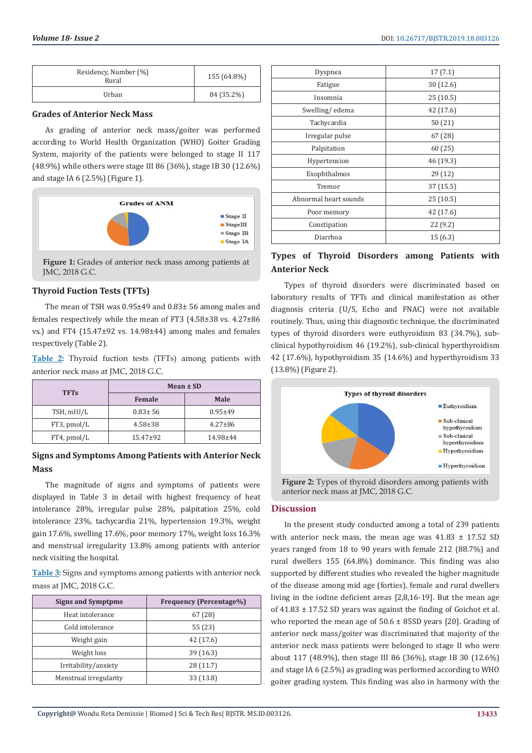| Residency, Number (%) Rural | 155 (64.8%) |
|---|---|
| Urban | 84 (35.2%) |

## Grades of Anterior Neck Mass

As grading of anterior neck mass/goiter was performed according to World Health Organization (WHO) Goiter Grading System, majority of the patients were belonged to stage II 117 (48.9%) while others were stage III 86 (36%), stage IB 30 (12.6%) and stage IA 6 (2.5%) (Figure 1).

**Figure 1:** Grades of anterior neck mass among patients at JMC, 2018 G.C.

## Thyroid Fuction Tests (TFTs)

The mean of TSH was 0.95±49 and 0.83± 56 among males and females respectively while the mean of FT3 (4.58±38 vs. 4.27±86 vs.) and FT4 (15.47±92 vs. 14.98±44) among males and females respectively (Table 2).

Table 2: Thyroid fuction tests (TFTs) among patients with anterior neck mass at JMC, 2018 G.C.

| TFTs | Mean ± SD | |
|---|---|---|
| | Female | Male |
| TSH, mIU/L | 0.83± 56 | 0.95±49 |
| FT3, pmol/L | 4.58±38 | 4.27±86 |
| FT4, pmol/L | 15.47±92 | 14.98±44 |

## Signs and Symptoms Among Patients with Anterior Neck Mass

The magnitude of signs and symptoms of patients were displayed in Table 3 in detail with highest frequency of heat intolerance 28%, irregular pulse 28%, palpitation 25%, cold intolerance 23%, tachycardia 21%, hypertension 19.3%, weight gain 17.6%, swelling 17.6%, poor memory 17%, weight loss 16.3% and menstrual irregularity 13.8% among patients with anterior neck visiting the hospital.

Table 3: Signs and symptoms among patients with anterior neck mass at JMC, 2018 G.C.

| Signs and Symptpms | Frequency (Percentage%) |
|---|---|
| Heat intolerance | 67 (28) |
| Cold intolerance | 55 (23) |
| Weight gain | 42 (17.6) |
| Weight loss | 39 (16.3) |
| Irritability/anxiety | 28 (11.7) |
| Menstrual irregularity | 33 (13.8) |
| Dyspnea | 17 (7.1) |
| Fatigue | 30 (12.6) |
| Insomnia | 25 (10.5) |
| Swelling/ edema | 42 (17.6) |
| Tachycardia | 50 (21) |
| Irregular pulse | 67 (28) |
| Palpitation | 60 (25) |
| Hypertension | 46 (19.3) |
| Exophthalmos | 29 (12) |
| Tremor | 37 (15.5) |
| Abnormal heart sounds | 25 (10.5) |
| Poor memory | 42 (17.6) |
| Constipation | 22 (9.2) |
| Diarrhoa | 15 (6.3) |

## Types of Thyroid Disorders among Patients with Anterior Neck

Types of thyroid disorders were discriminated based on laboratory results of TFTs and clinical manifestation as other diagnosis criteria (U/S, Echo and FNAC) were not available routinely. Thus, using this diagnostic technique, the discriminated types of thyroid disorders were euthyroidism 83 (34.7%), sub-clinical hypothyroidism 46 (19.2%), sub-clinical hyperthyroidism 42 (17.6%), hypothyroidism 35 (14.6%) and hyperthyroidism 33 (13.8%) (Figure 2).

**Figure 2:** Types of thyroid disorders among patients with anterior neck mass at JMC, 2018 G.C.

## Discussion

In the present study conducted among a total of 239 patients with anterior neck mass, the mean age was 41.83 ± 17.52 SD years ranged from 18 to 90 years with female 212 (88.7%) and rural dwellers 155 (64.8%) dominance. This finding was also supported by different studies who revealed the higher magnitude of the disease among mid age (forties), female and rural dwellers living in the iodine deficient areas [2,8,16-19]. But the mean age of 41.83 ± 17.52 SD years was against the finding of Goichot et al. who reported the mean age of 50.6 ± 85SD years [20]. Grading of anterior neck mass/goiter was discriminated that majority of the anterior neck mass patients were belonged to stage II who were about 117 (48.9%), then stage III 86 (36%), stage IB 30 (12.6%) and stage IA 6 (2.5%) as grading was performed according to WHO goiter grading system. This finding was also in harmony with the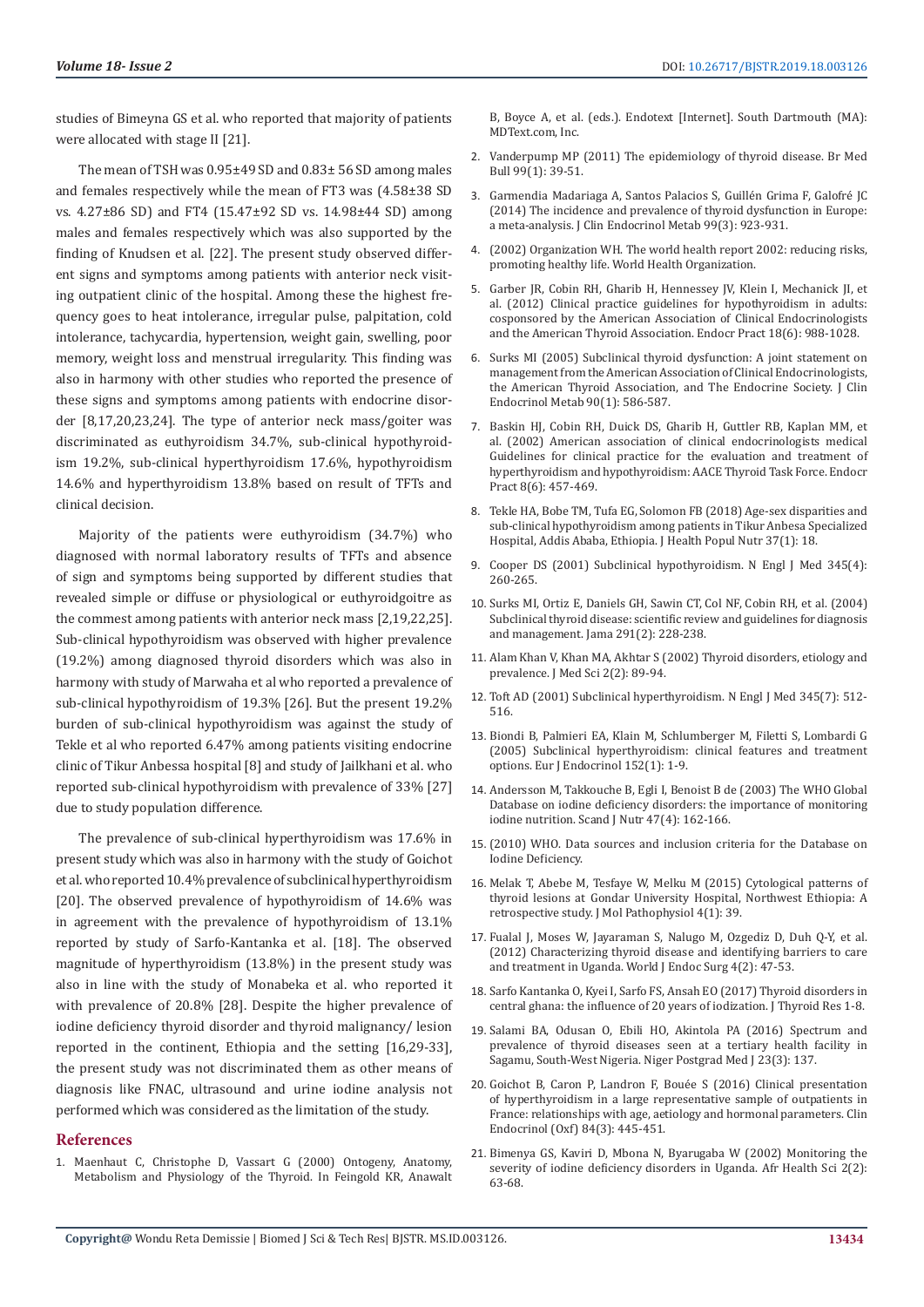studies of Bimeyna GS et al. who reported that majority of patients were allocated with stage II [21].

The mean of TSH was 0.95±49 SD and 0.83± 56 SD among males and females respectively while the mean of FT3 was (4.58±38 SD vs. 4.27±86 SD) and FT4 (15.47±92 SD vs. 14.98±44 SD) among males and females respectively which was also supported by the finding of Knudsen et al. [22]. The present study observed different signs and symptoms among patients with anterior neck visiting outpatient clinic of the hospital. Among these the highest frequency goes to heat intolerance, irregular pulse, palpitation, cold intolerance, tachycardia, hypertension, weight gain, swelling, poor memory, weight loss and menstrual irregularity. This finding was also in harmony with other studies who reported the presence of these signs and symptoms among patients with endocrine disorder [8,17,20,23,24]. The type of anterior neck mass/goiter was discriminated as euthyroidism 34.7%, sub-clinical hypothyroidism 19.2%, sub-clinical hyperthyroidism 17.6%, hypothyroidism 14.6% and hyperthyroidism 13.8% based on result of TFTs and clinical decision.

Majority of the patients were euthyroidism (34.7%) who diagnosed with normal laboratory results of TFTs and absence of sign and symptoms being supported by different studies that revealed simple or diffuse or physiological or euthyroidgoitre as the commest among patients with anterior neck mass [2,19,22,25]. Sub-clinical hypothyroidism was observed with higher prevalence (19.2%) among diagnosed thyroid disorders which was also in harmony with study of Marwaha et al who reported a prevalence of sub-clinical hypothyroidism of 19.3% [26]. But the present 19.2% burden of sub-clinical hypothyroidism was against the study of Tekle et al who reported 6.47% among patients visiting endocrine clinic of Tikur Anbessa hospital [8] and study of Jailkhani et al. who reported sub-clinical hypothyroidism with prevalence of 33% [27] due to study population difference.

The prevalence of sub-clinical hyperthyroidism was 17.6% in present study which was also in harmony with the study of Goichot et al. who reported 10.4% prevalence of subclinical hyperthyroidism [20]. The observed prevalence of hypothyroidism of 14.6% was in agreement with the prevalence of hypothyroidism of 13.1% reported by study of Sarfo-Kantanka et al. [18]. The observed magnitude of hyperthyroidism (13.8%) in the present study was also in line with the study of Monabeka et al. who reported it with prevalence of 20.8% [28]. Despite the higher prevalence of iodine deficiency thyroid disorder and thyroid malignancy/ lesion reported in the continent, Ethiopia and the setting [16,29-33], the present study was not discriminated them as other means of diagnosis like FNAC, ultrasound and urine iodine analysis not performed which was considered as the limitation of the study.

## References

1. Maenhaut C, Christophe D, Vassart G (2000) Ontogeny, Anatomy, Metabolism and Physiology of the Thyroid. In Feingold KR, Anawalt B, Boyce A, et al. (eds.). Endotext [Internet]. South Dartmouth (MA): MDText.com, Inc.
2. Vanderpump MP (2011) The epidemiology of thyroid disease. Br Med Bull 99(1): 39-51.
3. Garmendia Madariaga A, Santos Palacios S, Guillén Grima F, Galofré JC (2014) The incidence and prevalence of thyroid dysfunction in Europe: a meta-analysis. J Clin Endocrinol Metab 99(3): 923-931.
4. (2002) Organization WH. The world health report 2002: reducing risks, promoting healthy life. World Health Organization.
5. Garber JR, Cobin RH, Gharib H, Hennessey JV, Klein I, Mechanick JI, et al. (2012) Clinical practice guidelines for hypothyroidism in adults: cosponsored by the American Association of Clinical Endocrinologists and the American Thyroid Association. Endocr Pract 18(6): 988-1028.
6. Surks MI (2005) Subclinical thyroid dysfunction: A joint statement on management from the American Association of Clinical Endocrinologists, the American Thyroid Association, and The Endocrine Society. J Clin Endocrinol Metab 90(1): 586-587.
7. Baskin HJ, Cobin RH, Duick DS, Gharib H, Guttler RB, Kaplan MM, et al. (2002) American association of clinical endocrinologists medical Guidelines for clinical practice for the evaluation and treatment of hyperthyroidism and hypothyroidism: AACE Thyroid Task Force. Endocr Pract 8(6): 457-469.
8. Tekle HA, Bobe TM, Tufa EG, Solomon FB (2018) Age-sex disparities and sub-clinical hypothyroidism among patients in Tikur Anbesa Specialized Hospital, Addis Ababa, Ethiopia. J Health Popul Nutr 37(1): 18.
9. Cooper DS (2001) Subclinical hypothyroidism. N Engl J Med 345(4): 260-265.
10. Surks MI, Ortiz E, Daniels GH, Sawin CT, Col NF, Cobin RH, et al. (2004) Subclinical thyroid disease: scientific review and guidelines for diagnosis and management. Jama 291(2): 228-238.
11. Alam Khan V, Khan MA, Akhtar S (2002) Thyroid disorders, etiology and prevalence. J Med Sci 2(2): 89-94.
12. Toft AD (2001) Subclinical hyperthyroidism. N Engl J Med 345(7): 512-516.
13. Biondi B, Palmieri EA, Klain M, Schlumberger M, Filetti S, Lombardi G (2005) Subclinical hyperthyroidism: clinical features and treatment options. Eur J Endocrinol 152(1): 1-9.
14. Andersson M, Takkouche B, Egli I, Benoist B de (2003) The WHO Global Database on iodine deficiency disorders: the importance of monitoring iodine nutrition. Scand J Nutr 47(4): 162-166.
15. (2010) WHO. Data sources and inclusion criteria for the Database on Iodine Deficiency.
16. Melak T, Abebe M, Tesfaye W, Melku M (2015) Cytological patterns of thyroid lesions at Gondar University Hospital, Northwest Ethiopia: A retrospective study. J Mol Pathophysiol 4(1): 39.
17. Fualal J, Moses W, Jayaraman S, Nalugo M, Ozgediz D, Duh Q-Y, et al. (2012) Characterizing thyroid disease and identifying barriers to care and treatment in Uganda. World J Endoc Surg 4(2): 47-53.
18. Sarfo Kantanka O, Kyei I, Sarfo FS, Ansah EO (2017) Thyroid disorders in central ghana: the influence of 20 years of iodization. J Thyroid Res 1-8.
19. Salami BA, Odusan O, Ebili HO, Akintola PA (2016) Spectrum and prevalence of thyroid diseases seen at a tertiary health facility in Sagamu, South-West Nigeria. Niger Postgrad Med J 23(3): 137.
20. Goichot B, Caron P, Landron F, Bouée S (2016) Clinical presentation of hyperthyroidism in a large representative sample of outpatients in France: relationships with age, aetiology and hormonal parameters. Clin Endocrinol (Oxf) 84(3): 445-451.
21. Bimenya GS, Kaviri D, Mbona N, Byarugaba W (2002) Monitoring the severity of iodine deficiency disorders in Uganda. Afr Health Sci 2(2): 63-68.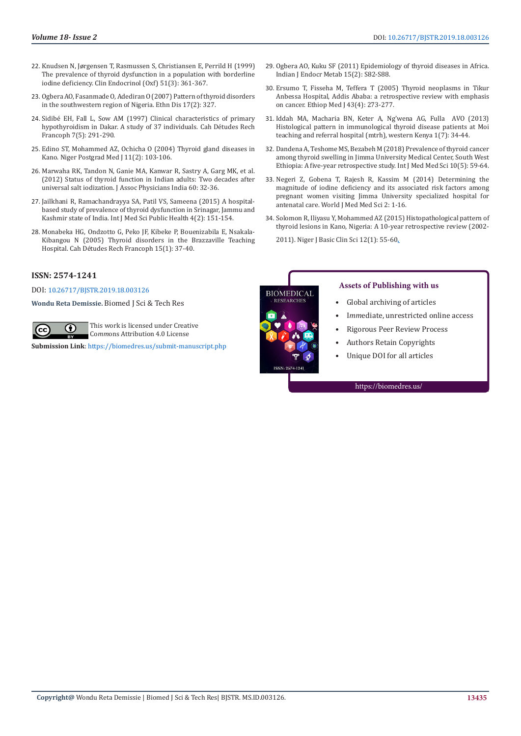22. Knudsen N, Jørgensen T, Rasmussen S, Christiansen E, Perrild H (1999) The prevalence of thyroid dysfunction in a population with borderline iodine deficiency. Clin Endocrinol (Oxf) 51(3): 361-367.
23. Ogbera AO, Fasanmade O, Adediran O (2007) Pattern of thyroid disorders in the southwestern region of Nigeria. Ethn Dis 17(2): 327.
24. Sidibé EH, Fall L, Sow AM (1997) Clinical characteristics of primary hypothyroidism in Dakar. A study of 37 individuals. Cah Détudes Rech Francoph 7(5): 291-290.
25. Edino ST, Mohammed AZ, Ochicha O (2004) Thyroid gland diseases in Kano. Niger Postgrad Med J 11(2): 103-106.
26. Marwaha RK, Tandon N, Ganie MA, Kanwar R, Sastry A, Garg MK, et al. (2012) Status of thyroid function in Indian adults: Two decades after universal salt iodization. J Assoc Physicians India 60: 32-36.
27. Jailkhani R, Ramachandrayya SA, Patil VS, Sameena (2015) A hospital-based study of prevalence of thyroid dysfunction in Srinagar, Jammu and Kashmir state of India. Int J Med Sci Public Health 4(2): 151-154.
28. Monabeka HG, Ondzotto G, Peko JF, Kibeke P, Bouenizabila E, Nsakala-Kibangou N (2005) Thyroid disorders in the Brazzaville Teaching Hospital. Cah Détudes Rech Francoph 15(1): 37-40.
29. Ogbera AO, Kuku SF (2011) Epidemiology of thyroid diseases in Africa. Indian J Endocr Metab 15(2): S82-S88.
30. Ersumo T, Fisseha M, Teffera T (2005) Thyroid neoplasms in Tikur Anbessa Hospital, Addis Ababa: a retrospective review with emphasis on cancer. Ethiop Med J 43(4): 273-277.
31. Iddah MA, Macharia BN, Keter A, Ng'wena AG, Fulla AVO (2013) Histological pattern in immunological thyroid disease patients at Moi teaching and referral hospital (mtrh), western Kenya 1(7): 34-44.
32. Dandena A, Teshome MS, Bezabeh M (2018) Prevalence of thyroid cancer among thyroid swelling in Jimma University Medical Center, South West Ethiopia: A five-year retrospective study. Int J Med Med Sci 10(5): 59-64.
33. Negeri Z, Gobena T, Rajesh R, Kassim M (2014) Determining the magnitude of iodine deficiency and its associated risk factors among pregnant women visiting Jimma University specialized hospital for antenatal care. World J Med Med Sci 2: 1-16.
34. Solomon R, Iliyasu Y, Mohammed AZ (2015) Histopathological pattern of thyroid lesions in Kano, Nigeria: A 10-year retrospective review (2002-2011). Niger J Basic Clin Sci 12(1): 55-60.

**ISSN: 2574-1241**

DOI: 10.26717/BJSTR.2019.18.003126

**Wondu Reta Demissie.** Biomed J Sci & Tech Res

This work is licensed under Creative Commons Attribution 4.0 License

**Submission Link**: https://biomedres.us/submit-manuscript.php

**Assets of Publishing with us**

- Global archiving of articles
- Immediate, unrestricted online access
- Rigorous Peer Review Process
- Authors Retain Copyrights
- Unique DOI for all articles

https://biomedres.us/